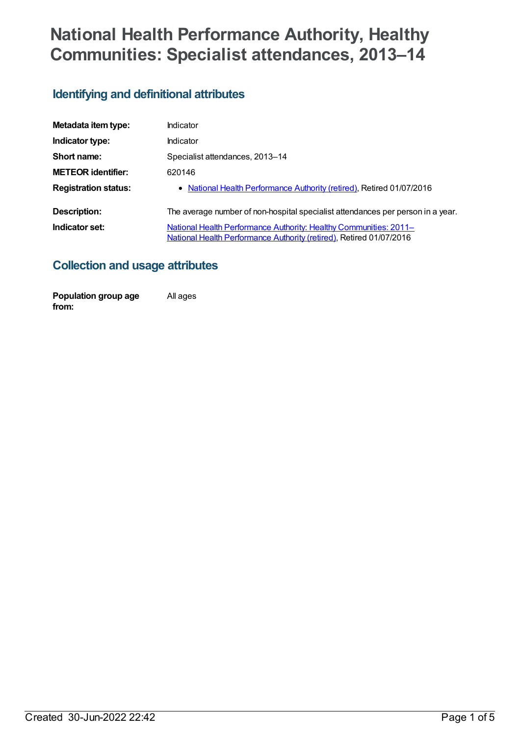# National Health Performance Authority, Healthy Communities: Specialist attendances, 2013–14

## Identifying and definitional attributes

| | |
|---|---|
| **Metadata item type:** | Indicator |
| **Indicator type:** | Indicator |
| **Short name:** | Specialist attendances, 2013–14 |
| **METEOR identifier:** | 620146 |
| **Registration status:** | • National Health Performance Authority (retired), Retired 01/07/2016 |
| **Description:** | The average number of non-hospital specialist attendances per person in a year. |
| **Indicator set:** | National Health Performance Authority: Healthy Communities: 2011– National Health Performance Authority (retired), Retired 01/07/2016 |

## Collection and usage attributes

| | |
|---|---|
| **Population group age from:** | All ages |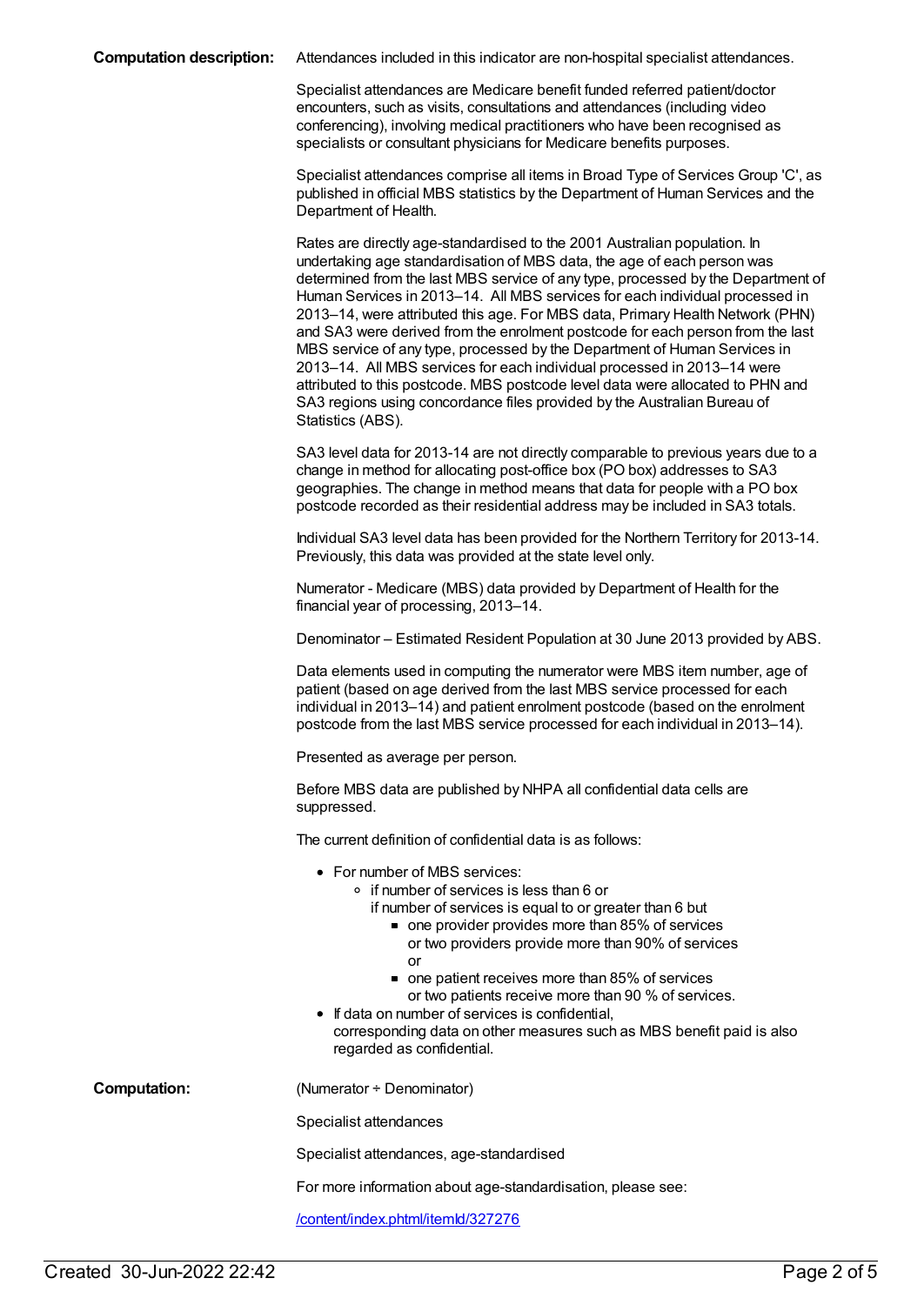**Computation description:** Attendances included in this indicator are non-hospital specialist attendances.

Specialist attendances are Medicare benefit funded referred patient/doctor encounters, such as visits, consultations and attendances (including video conferencing), involving medical practitioners who have been recognised as specialists or consultant physicians for Medicare benefits purposes.

Specialist attendances comprise all items in Broad Type of Services Group 'C', as published in official MBS statistics by the Department of Human Services and the Department of Health.

Rates are directly age-standardised to the 2001 Australian population. In undertaking age standardisation of MBS data, the age of each person was determined from the last MBS service of any type, processed by the Department of Human Services in 2013–14. All MBS services for each individual processed in 2013–14, were attributed this age. For MBS data, Primary Health Network (PHN) and SA3 were derived from the enrolment postcode for each person from the last MBS service of any type, processed by the Department of Human Services in 2013–14. All MBS services for each individual processed in 2013–14 were attributed to this postcode. MBS postcode level data were allocated to PHN and SA3 regions using concordance files provided by the Australian Bureau of Statistics (ABS).

SA3 level data for 2013-14 are not directly comparable to previous years due to a change in method for allocating post-office box (PO box) addresses to SA3 geographies. The change in method means that data for people with a PO box postcode recorded as their residential address may be included in SA3 totals.

Individual SA3 level data has been provided for the Northern Territory for 2013-14. Previously, this data was provided at the state level only.

Numerator - Medicare (MBS) data provided by Department of Health for the financial year of processing, 2013–14.

Denominator – Estimated Resident Population at 30 June 2013 provided by ABS.

Data elements used in computing the numerator were MBS item number, age of patient (based on age derived from the last MBS service processed for each individual in 2013–14) and patient enrolment postcode (based on the enrolment postcode from the last MBS service processed for each individual in 2013–14).

Presented as average per person.

Before MBS data are published by NHPA all confidential data cells are suppressed.

The current definition of confidential data is as follows:

- For number of MBS services:
  - if number of services is less than 6 or
    if number of services is equal to or greater than 6 but
    - one provider provides more than 85% of services
      or two providers provide more than 90% of services
      or
    - one patient receives more than 85% of services
      or two patients receive more than 90 % of services.
- If data on number of services is confidential,
  corresponding data on other measures such as MBS benefit paid is also regarded as confidential.

**Computation:** (Numerator ÷ Denominator)

Specialist attendances

Specialist attendances, age-standardised

For more information about age-standardisation, please see:

/content/index.phtml/itemId/327276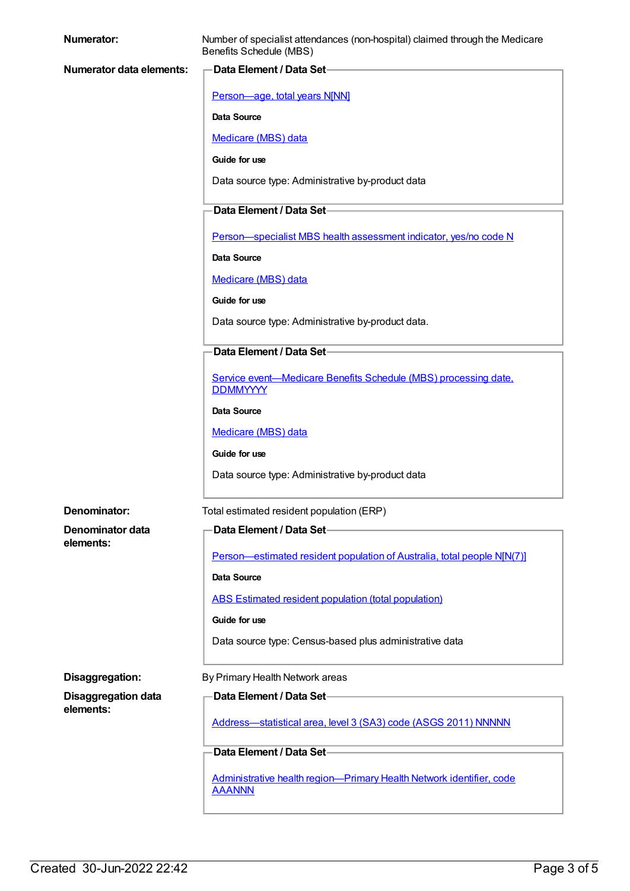**Numerator:** Number of specialist attendances (non-hospital) claimed through the Medicare Benefits Schedule (MBS)

**Numerator data elements:**

**Data Element / Data Set**

Person—age, total years N[NN]

**Data Source**

Medicare (MBS) data

**Guide for use**

Data source type: Administrative by-product data

**Data Element / Data Set**

Person—specialist MBS health assessment indicator, yes/no code N

**Data Source**

Medicare (MBS) data

**Guide for use**

Data source type: Administrative by-product data.

**Data Element / Data Set**

Service event—Medicare Benefits Schedule (MBS) processing date, DDMMYYYY

**Data Source**

Medicare (MBS) data

**Guide for use**

Data source type: Administrative by-product data

**Denominator:** Total estimated resident population (ERP)

**Denominator data elements:**

**Data Element / Data Set**

Person—estimated resident population of Australia, total people N[N(7)]

**Data Source**

ABS Estimated resident population (total population)

**Guide for use**

Data source type: Census-based plus administrative data

**Disaggregation:** By Primary Health Network areas

**Disaggregation data elements:**

**Data Element / Data Set**

Address—statistical area, level 3 (SA3) code (ASGS 2011) NNNNN

**Data Element / Data Set**

Administrative health region—Primary Health Network identifier, code AAANNN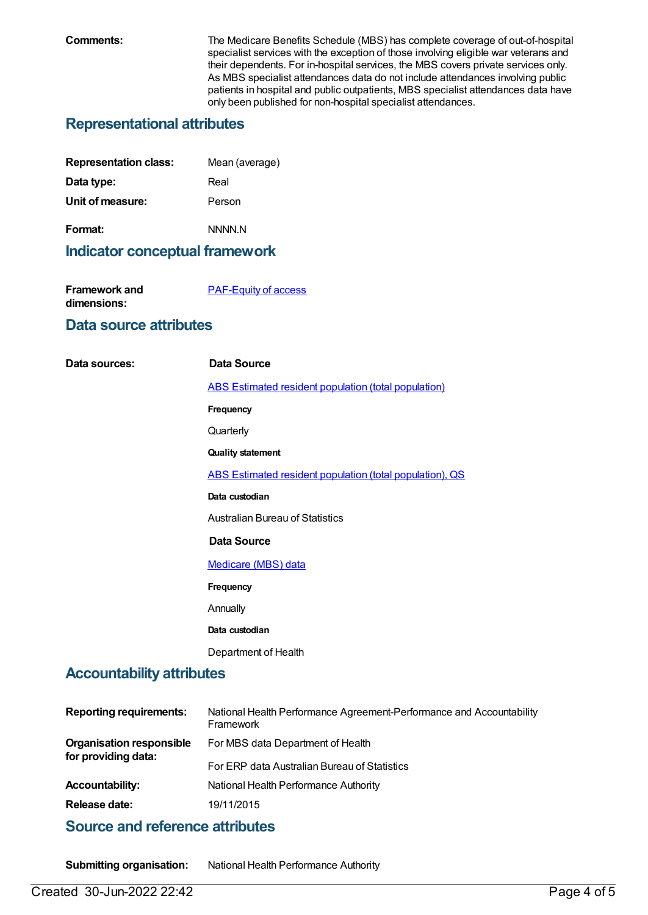**Comments:** The Medicare Benefits Schedule (MBS) has complete coverage of out-of-hospital specialist services with the exception of those involving eligible war veterans and their dependents. For in-hospital services, the MBS covers private services only. As MBS specialist attendances data do not include attendances involving public patients in hospital and public outpatients, MBS specialist attendances data have only been published for non-hospital specialist attendances.

## Representational attributes

**Representation class:** Mean (average)

**Data type:** Real

**Unit of measure:** Person

**Format:** NNNN.N

## Indicator conceptual framework

**Framework and dimensions:** PAF-Equity of access

## Data source attributes

**Data sources:**

**Data Source**

ABS Estimated resident population (total population)

**Frequency**

Quarterly

**Quality statement**

ABS Estimated resident population (total population), QS

**Data custodian**

Australian Bureau of Statistics

**Data Source**

Medicare (MBS) data

**Frequency**

Annually

**Data custodian**

Department of Health

## Accountability attributes

**Reporting requirements:** National Health Performance Agreement-Performance and Accountability Framework

**Organisation responsible for providing data:** For MBS data Department of Health

For ERP data Australian Bureau of Statistics

**Accountability:** National Health Performance Authority

**Release date:** 19/11/2015

## Source and reference attributes

**Submitting organisation:** National Health Performance Authority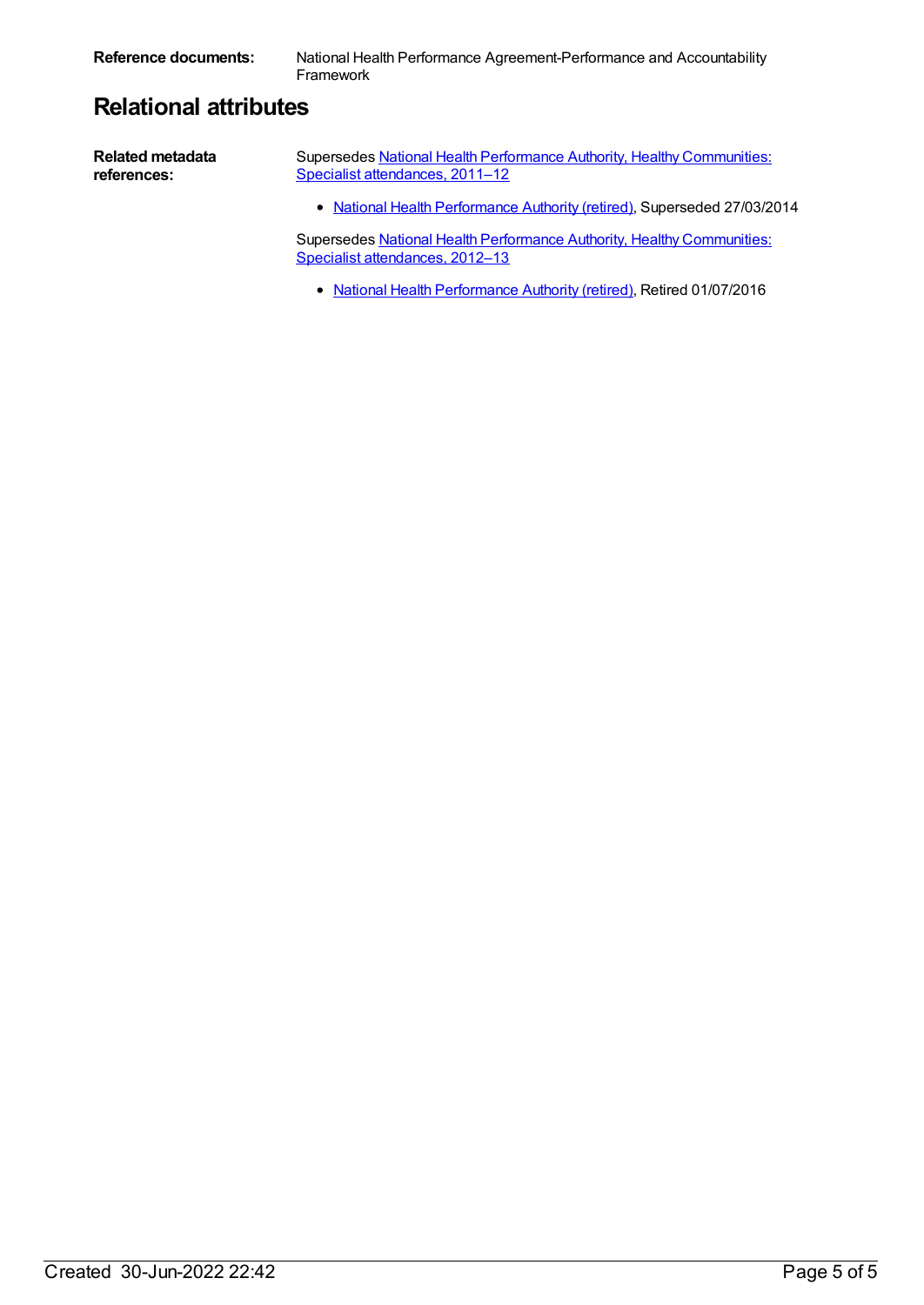**Reference documents:** National Health Performance Agreement-Performance and Accountability Framework

## Relational attributes

**Related metadata references:**

Supersedes National Health Performance Authority, Healthy Communities: Specialist attendances, 2011–12

- National Health Performance Authority (retired), Superseded 27/03/2014

Supersedes National Health Performance Authority, Healthy Communities: Specialist attendances, 2012–13

- National Health Performance Authority (retired), Retired 01/07/2016